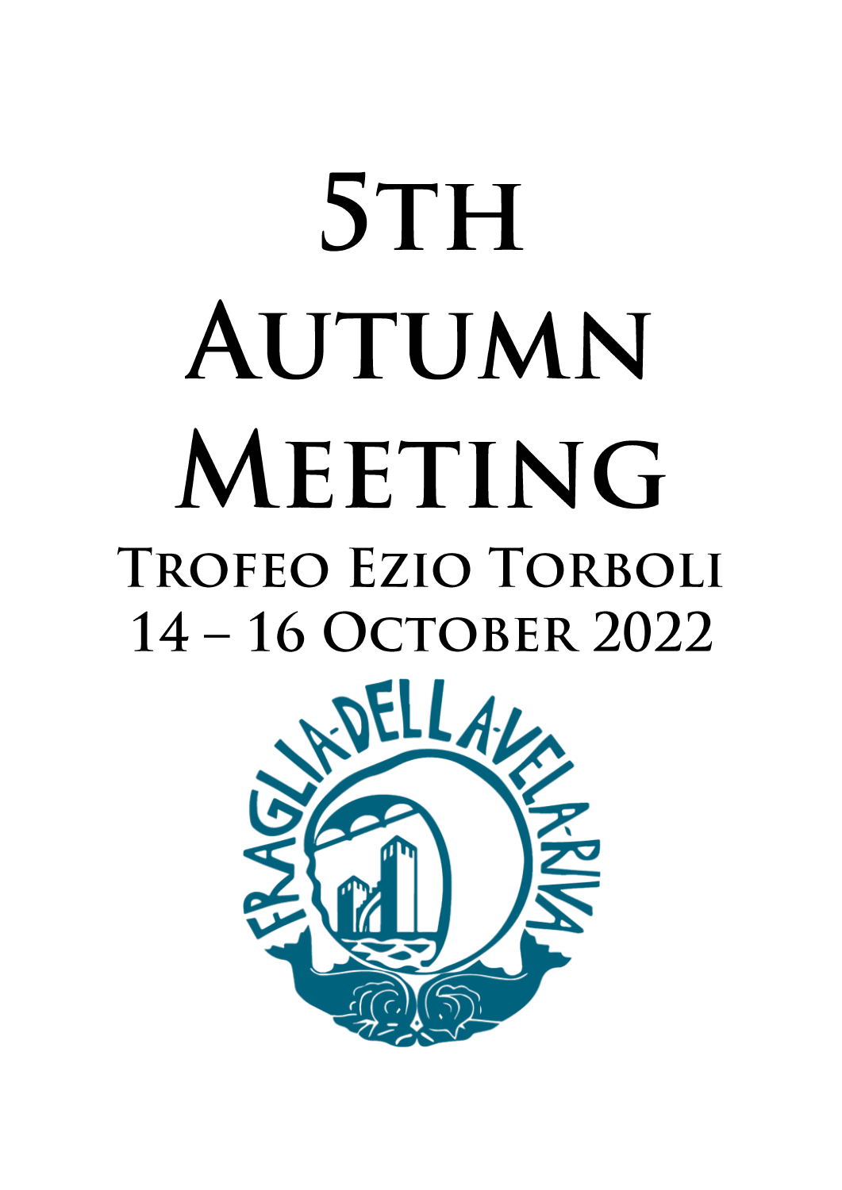# 5th Autumn Meeting

## Trofeo Ezio Torboli

## 14 – 16 October 2022

FRAGLIA DELLA VELA RIVA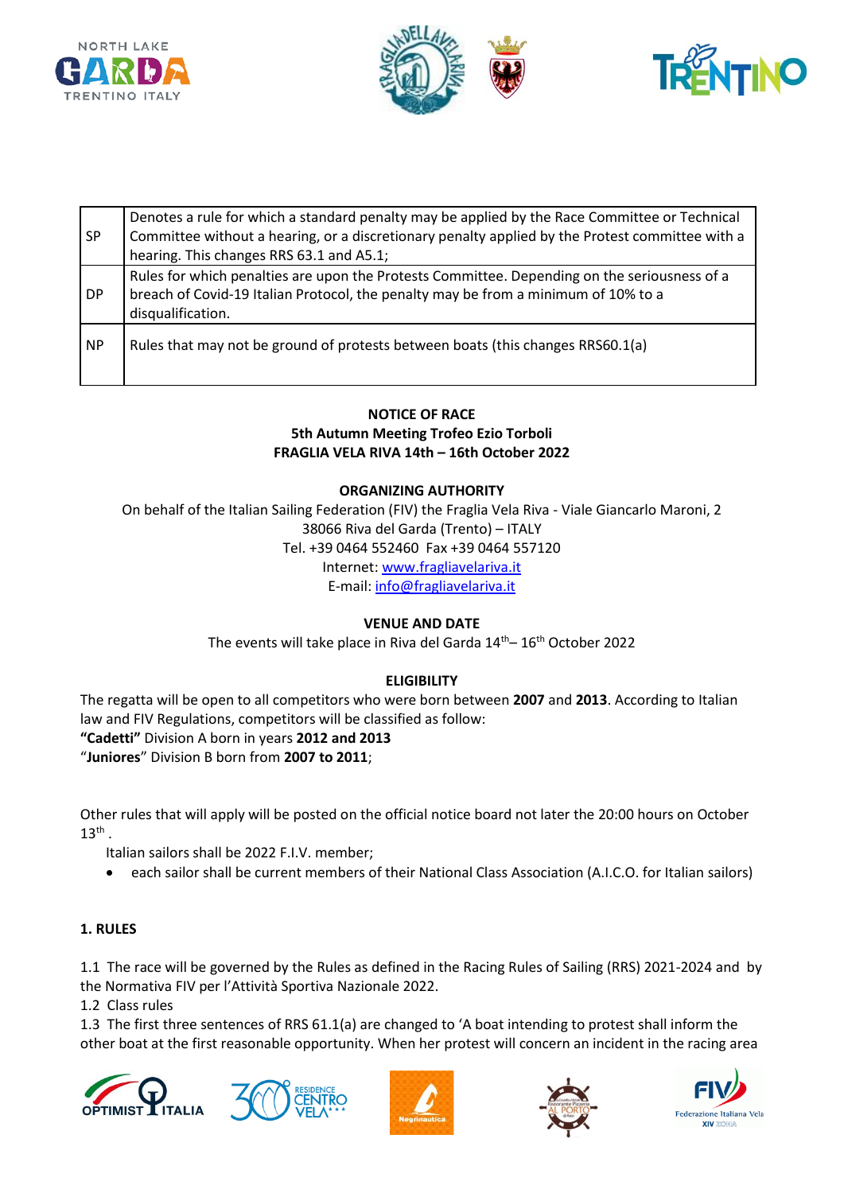| SP | Denotes a rule for which a standard penalty may be applied by the Race Committee or Technical Committee without a hearing, or a discretionary penalty applied by the Protest committee with a hearing. This changes RRS 63.1 and A5.1; |
|---|---|
| DP | Rules for which penalties are upon the Protests Committee. Depending on the seriousness of a breach of Covid-19 Italian Protocol, the penalty may be from a minimum of 10% to a disqualification. |
| NP | Rules that may not be ground of protests between boats (this changes RRS60.1(a) |

**NOTICE OF RACE**
**5th Autumn Meeting Trofeo Ezio Torboli**
**FRAGLIA VELA RIVA 14th – 16th October 2022**

**ORGANIZING AUTHORITY**

On behalf of the Italian Sailing Federation (FIV) the Fraglia Vela Riva - Viale Giancarlo Maroni, 2
38066 Riva del Garda (Trento) – ITALY
Tel. +39 0464 552460 Fax +39 0464 557120
Internet: www.fragliavelariva.it
E-mail: info@fragliavelariva.it

**VENUE AND DATE**

The events will take place in Riva del Garda 14th– 16th October 2022

**ELIGIBILITY**

The regatta will be open to all competitors who were born between **2007** and **2013**. According to Italian law and FIV Regulations, competitors will be classified as follow:
**"Cadetti"** Division A born in years **2012 and 2013**
"**Juniores**" Division B born from **2007 to 2011**;

Other rules that will apply will be posted on the official notice board not later the 20:00 hours on October 13th .

Italian sailors shall be 2022 F.I.V. member;

- each sailor shall be current members of their National Class Association (A.I.C.O. for Italian sailors)

**1. RULES**

1.1 The race will be governed by the Rules as defined in the Racing Rules of Sailing (RRS) 2021-2024 and by the Normativa FIV per l'Attività Sportiva Nazionale 2022.
1.2 Class rules
1.3 The first three sentences of RRS 61.1(a) are changed to 'A boat intending to protest shall inform the other boat at the first reasonable opportunity. When her protest will concern an incident in the racing area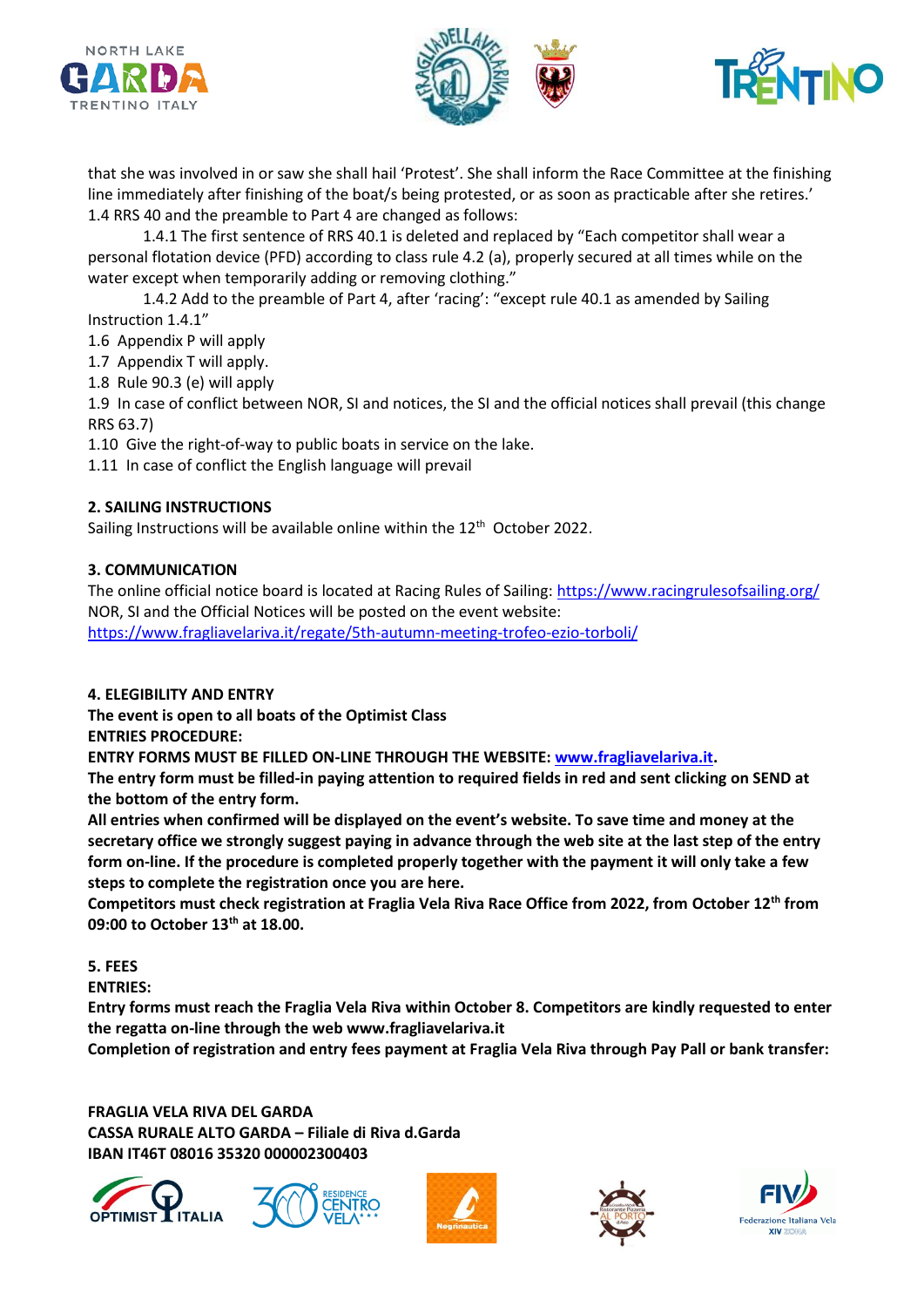that she was involved in or saw she shall hail 'Protest'. She shall inform the Race Committee at the finishing line immediately after finishing of the boat/s being protested, or as soon as practicable after she retires.'

1.4 RRS 40 and the preamble to Part 4 are changed as follows:

1.4.1 The first sentence of RRS 40.1 is deleted and replaced by "Each competitor shall wear a personal flotation device (PFD) according to class rule 4.2 (a), properly secured at all times while on the water except when temporarily adding or removing clothing."

1.4.2 Add to the preamble of Part 4, after 'racing': "except rule 40.1 as amended by Sailing Instruction 1.4.1"

1.6 Appendix P will apply

1.7 Appendix T will apply.

1.8 Rule 90.3 (e) will apply

1.9 In case of conflict between NOR, SI and notices, the SI and the official notices shall prevail (this change RRS 63.7)

1.10 Give the right-of-way to public boats in service on the lake.

1.11 In case of conflict the English language will prevail

**2. SAILING INSTRUCTIONS**

Sailing Instructions will be available online within the 12th October 2022.

**3. COMMUNICATION**

The online official notice board is located at Racing Rules of Sailing: https://www.racingrulesofsailing.org/

NOR, SI and the Official Notices will be posted on the event website:
https://www.fragliavelariva.it/regate/5th-autumn-meeting-trofeo-ezio-torboli/

**4. ELEGIBILITY AND ENTRY**

**The event is open to all boats of the Optimist Class**

**ENTRIES PROCEDURE:**

**ENTRY FORMS MUST BE FILLED ON-LINE THROUGH THE WEBSITE: www.fragliavelariva.it.**

**The entry form must be filled-in paying attention to required fields in red and sent clicking on SEND at the bottom of the entry form.**

**All entries when confirmed will be displayed on the event's website. To save time and money at the secretary office we strongly suggest paying in advance through the web site at the last step of the entry form on-line. If the procedure is completed properly together with the payment it will only take a few steps to complete the registration once you are here.**

**Competitors must check registration at Fraglia Vela Riva Race Office from 2022, from October 12th from 09:00 to October 13th at 18.00.**

**5. FEES**

**ENTRIES:**

**Entry forms must reach the Fraglia Vela Riva within October 8. Competitors are kindly requested to enter the regatta on-line through the web www.fragliavelariva.it**

**Completion of registration and entry fees payment at Fraglia Vela Riva through Pay Pall or bank transfer:**

**FRAGLIA VELA RIVA DEL GARDA**
**CASSA RURALE ALTO GARDA – Filiale di Riva d.Garda**
**IBAN IT46T 08016 35320 000002300403**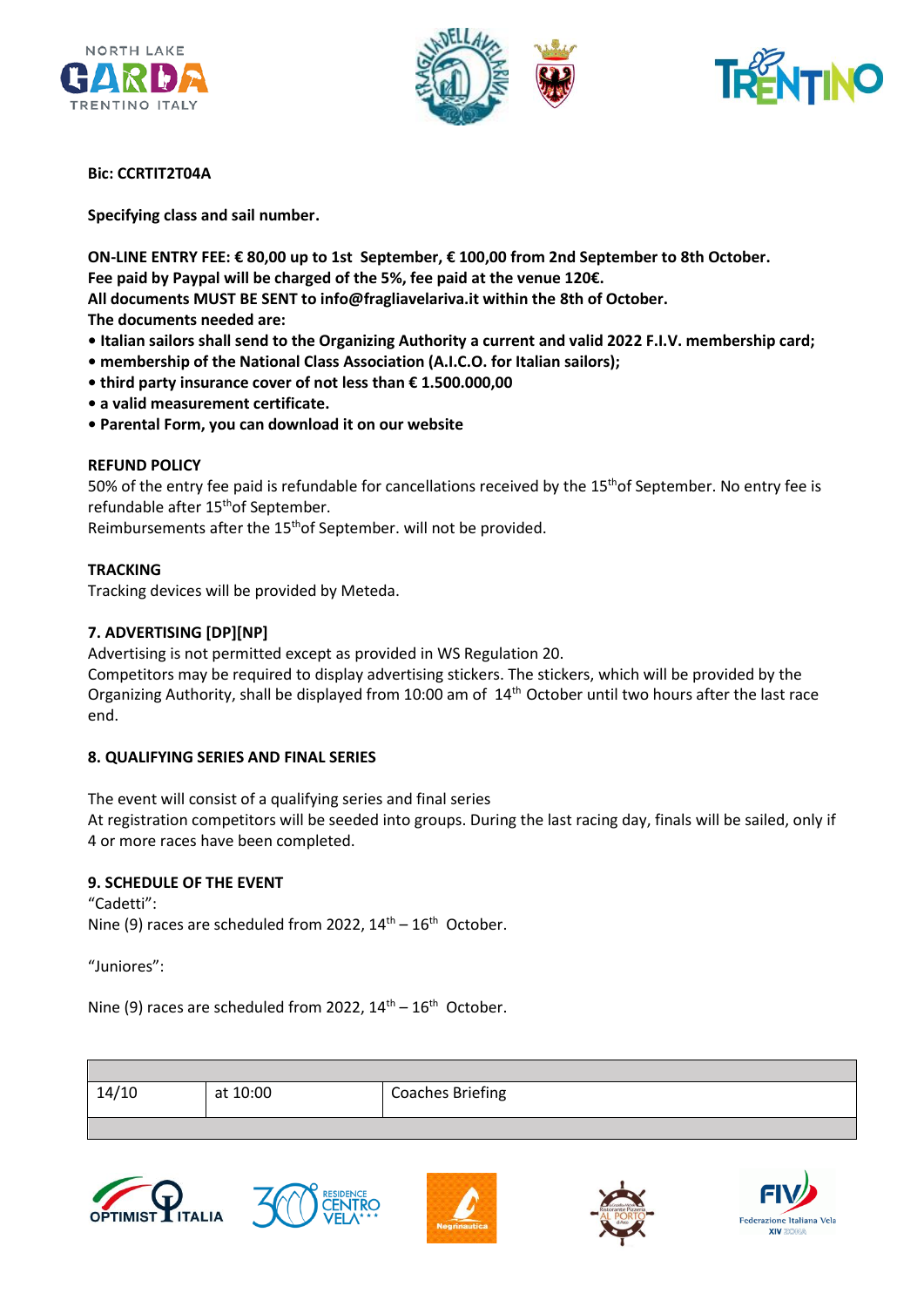**Bic: CCRTIT2T04A**

**Specifying class and sail number.**

**ON-LINE ENTRY FEE: € 80,00 up to 1st September, € 100,00 from 2nd September to 8th October.**
**Fee paid by Paypal will be charged of the 5%, fee paid at the venue 120€.**
**All documents MUST BE SENT to info@fragliavelariva.it within the 8th of October.**
**The documents needed are:**

- **Italian sailors shall send to the Organizing Authority a current and valid 2022 F.I.V. membership card;**
- **membership of the National Class Association (A.I.C.O. for Italian sailors);**
- **third party insurance cover of not less than € 1.500.000,00**
- **a valid measurement certificate.**
- **Parental Form, you can download it on our website**

**REFUND POLICY**

50% of the entry fee paid is refundable for cancellations received by the 15th of September. No entry fee is refundable after 15th of September.
Reimbursements after the 15th of September. will not be provided.

**TRACKING**

Tracking devices will be provided by Meteda.

**7. ADVERTISING [DP][NP]**

Advertising is not permitted except as provided in WS Regulation 20.
Competitors may be required to display advertising stickers. The stickers, which will be provided by the Organizing Authority, shall be displayed from 10:00 am of 14th October until two hours after the last race end.

**8. QUALIFYING SERIES AND FINAL SERIES**

The event will consist of a qualifying series and final series
At registration competitors will be seeded into groups. During the last racing day, finals will be sailed, only if 4 or more races have been completed.

**9. SCHEDULE OF THE EVENT**

"Cadetti":
Nine (9) races are scheduled from 2022, 14th – 16th October.

"Juniores":

Nine (9) races are scheduled from 2022, 14th – 16th October.

| | | |
|---|---|---|
| 14/10 | at 10:00 | Coaches Briefing |
| | | |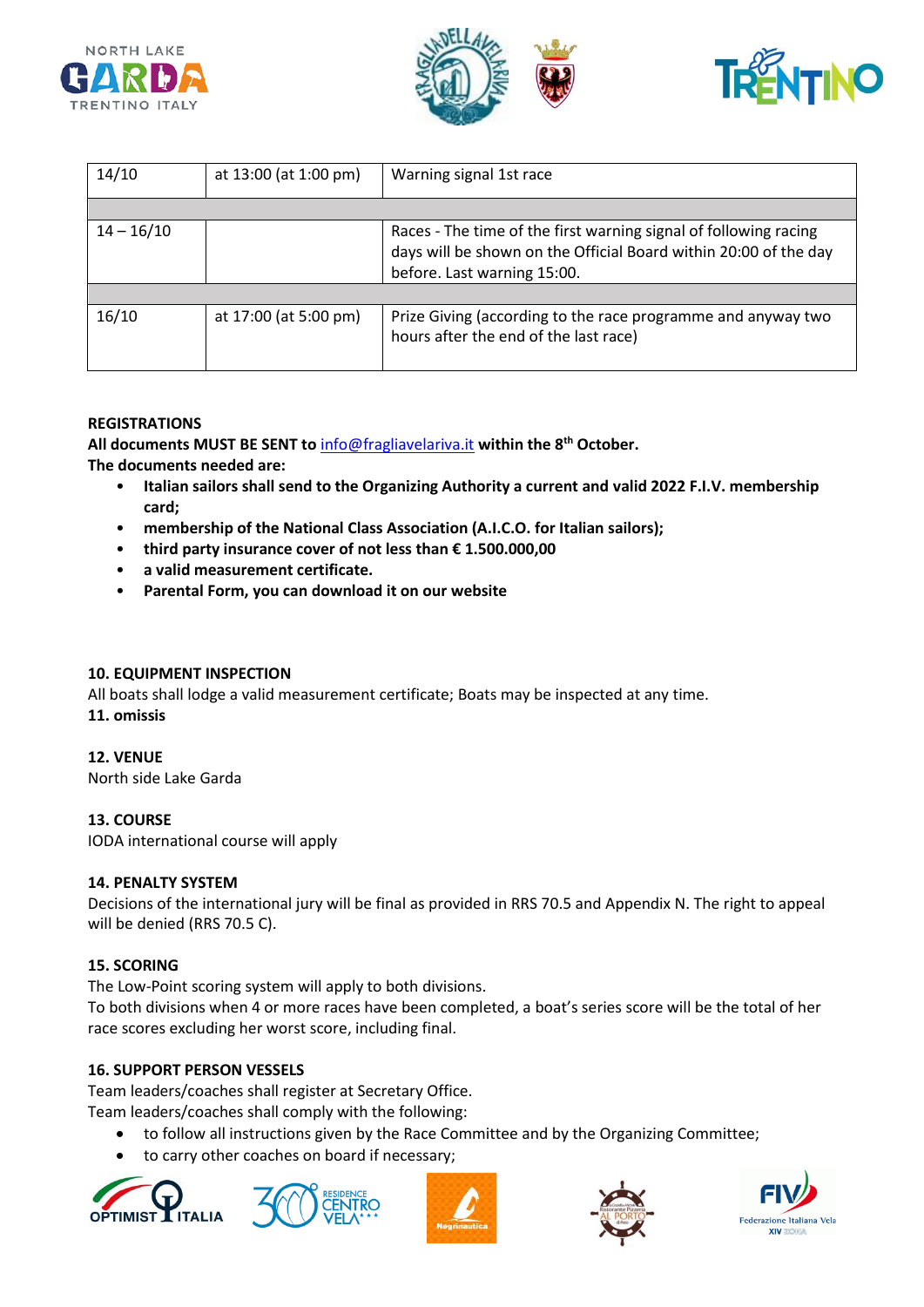| | | |
|---|---|---|
| 14/10 | at 13:00 (at 1:00 pm) | Warning signal 1st race |
| | | |
| 14 – 16/10 | | Races - The time of the first warning signal of following racing days will be shown on the Official Board within 20:00 of the day before. Last warning 15:00. |
| | | |
| 16/10 | at 17:00 (at 5:00 pm) | Prize Giving (according to the race programme and anyway two hours after the end of the last race) |

**REGISTRATIONS**

**All documents MUST BE SENT to** info@fragliavelariva.it **within the 8th October.**

**The documents needed are:**

- **Italian sailors shall send to the Organizing Authority a current and valid 2022 F.I.V. membership card;**
- **membership of the National Class Association (A.I.C.O. for Italian sailors);**
- **third party insurance cover of not less than € 1.500.000,00**
- **a valid measurement certificate.**
- **Parental Form, you can download it on our website**

**10. EQUIPMENT INSPECTION**

All boats shall lodge a valid measurement certificate; Boats may be inspected at any time.

**11. omissis**

**12. VENUE**

North side Lake Garda

**13. COURSE**

IODA international course will apply

**14. PENALTY SYSTEM**

Decisions of the international jury will be final as provided in RRS 70.5 and Appendix N. The right to appeal will be denied (RRS 70.5 C).

**15. SCORING**

The Low-Point scoring system will apply to both divisions.

To both divisions when 4 or more races have been completed, a boat's series score will be the total of her race scores excluding her worst score, including final.

**16. SUPPORT PERSON VESSELS**

Team leaders/coaches shall register at Secretary Office.

Team leaders/coaches shall comply with the following:

- to follow all instructions given by the Race Committee and by the Organizing Committee;
- to carry other coaches on board if necessary;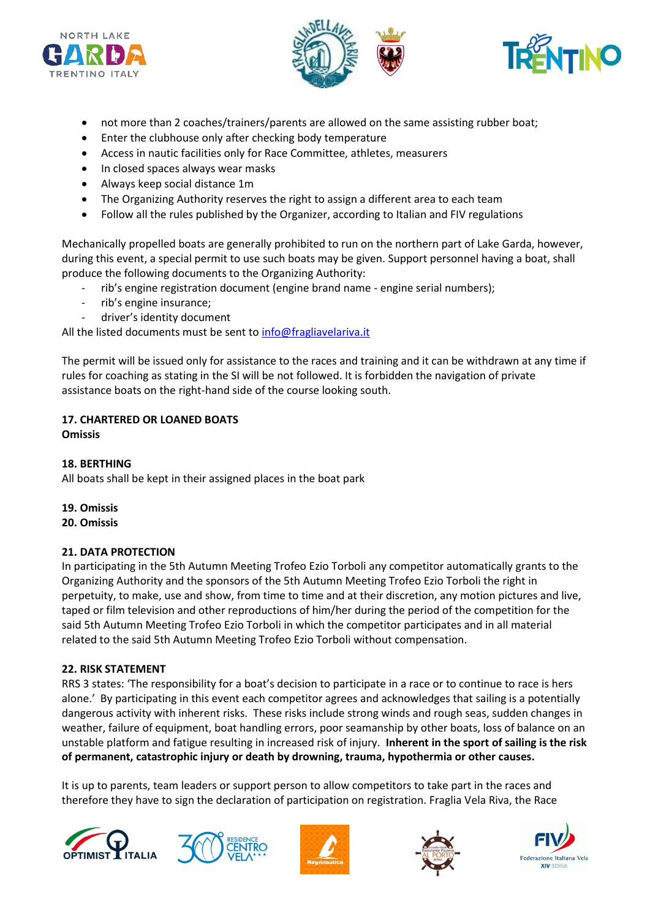- not more than 2 coaches/trainers/parents are allowed on the same assisting rubber boat;
- Enter the clubhouse only after checking body temperature
- Access in nautic facilities only for Race Committee, athletes, measurers
- In closed spaces always wear masks
- Always keep social distance 1m
- The Organizing Authority reserves the right to assign a different area to each team
- Follow all the rules published by the Organizer, according to Italian and FIV regulations

Mechanically propelled boats are generally prohibited to run on the northern part of Lake Garda, however, during this event, a special permit to use such boats may be given. Support personnel having a boat, shall produce the following documents to the Organizing Authority:

- rib's engine registration document (engine brand name - engine serial numbers);
- rib's engine insurance;
- driver's identity document

All the listed documents must be sent to info@fragliavelariva.it

The permit will be issued only for assistance to the races and training and it can be withdrawn at any time if rules for coaching as stating in the SI will be not followed. It is forbidden the navigation of private assistance boats on the right-hand side of the course looking south.

**17. CHARTERED OR LOANED BOATS**
**Omissis**

**18. BERTHING**
All boats shall be kept in their assigned places in the boat park

**19. Omissis**
**20. Omissis**

**21. DATA PROTECTION**
In participating in the 5th Autumn Meeting Trofeo Ezio Torboli any competitor automatically grants to the Organizing Authority and the sponsors of the 5th Autumn Meeting Trofeo Ezio Torboli the right in perpetuity, to make, use and show, from time to time and at their discretion, any motion pictures and live, taped or film television and other reproductions of him/her during the period of the competition for the said 5th Autumn Meeting Trofeo Ezio Torboli in which the competitor participates and in all material related to the said 5th Autumn Meeting Trofeo Ezio Torboli without compensation.

**22. RISK STATEMENT**
RRS 3 states: 'The responsibility for a boat's decision to participate in a race or to continue to race is hers alone.' By participating in this event each competitor agrees and acknowledges that sailing is a potentially dangerous activity with inherent risks. These risks include strong winds and rough seas, sudden changes in weather, failure of equipment, boat handling errors, poor seamanship by other boats, loss of balance on an unstable platform and fatigue resulting in increased risk of injury. **Inherent in the sport of sailing is the risk of permanent, catastrophic injury or death by drowning, trauma, hypothermia or other causes.**

It is up to parents, team leaders or support person to allow competitors to take part in the races and therefore they have to sign the declaration of participation on registration. Fraglia Vela Riva, the Race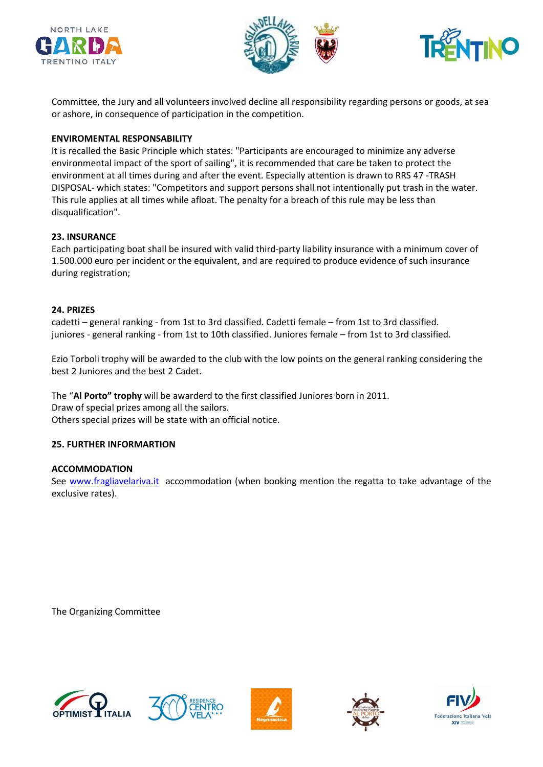Committee, the Jury and all volunteers involved decline all responsibility regarding persons or goods, at sea or ashore, in consequence of participation in the competition.

**ENVIROMENTAL RESPONSABILITY**

It is recalled the Basic Principle which states: "Participants are encouraged to minimize any adverse environmental impact of the sport of sailing", it is recommended that care be taken to protect the environment at all times during and after the event. Especially attention is drawn to RRS 47 -TRASH DISPOSAL- which states: "Competitors and support persons shall not intentionally put trash in the water. This rule applies at all times while afloat. The penalty for a breach of this rule may be less than disqualification".

**23. INSURANCE**

Each participating boat shall be insured with valid third-party liability insurance with a minimum cover of 1.500.000 euro per incident or the equivalent, and are required to produce evidence of such insurance during registration;

**24. PRIZES**

cadetti – general ranking - from 1st to 3rd classified. Cadetti female – from 1st to 3rd classified.
juniores - general ranking - from 1st to 10th classified. Juniores female – from 1st to 3rd classified.

Ezio Torboli trophy will be awarded to the club with the low points on the general ranking considering the best 2 Juniores and the best 2 Cadet.

The "**Al Porto" trophy** will be awarderd to the first classified Juniores born in 2011.
Draw of special prizes among all the sailors.
Others special prizes will be state with an official notice.

**25. FURTHER INFORMARTION**

**ACCOMMODATION**

See www.fragliavelariva.it accommodation (when booking mention the regatta to take advantage of the exclusive rates).

The Organizing Committee